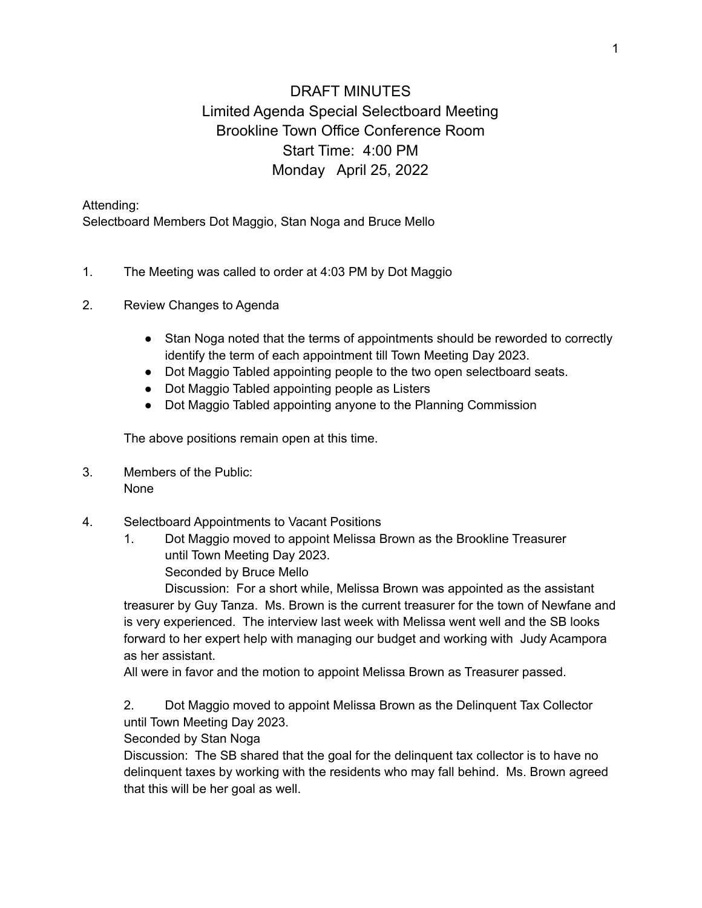# DRAFT MINUTES
## Limited Agenda Special Selectboard Meeting
## Brookline Town Office Conference Room
## Start Time: 4:00 PM
## Monday April 25, 2022

Attending:
Selectboard Members Dot Maggio, Stan Noga and Bruce Mello

1. The Meeting was called to order at 4:03 PM by Dot Maggio

2. Review Changes to Agenda

   - Stan Noga noted that the terms of appointments should be reworded to correctly identify the term of each appointment till Town Meeting Day 2023.
   - Dot Maggio Tabled appointing people to the two open selectboard seats.
   - Dot Maggio Tabled appointing people as Listers
   - Dot Maggio Tabled appointing anyone to the Planning Commission

   The above positions remain open at this time.

3. Members of the Public:
   None

4. Selectboard Appointments to Vacant Positions

   1. Dot Maggio moved to appoint Melissa Brown as the Brookline Treasurer until Town Meeting Day 2023.
      Seconded by Bruce Mello
      Discussion: For a short while, Melissa Brown was appointed as the assistant treasurer by Guy Tanza. Ms. Brown is the current treasurer for the town of Newfane and is very experienced. The interview last week with Melissa went well and the SB looks forward to her expert help with managing our budget and working with Judy Acampora as her assistant.
      All were in favor and the motion to appoint Melissa Brown as Treasurer passed.

   2. Dot Maggio moved to appoint Melissa Brown as the Delinquent Tax Collector until Town Meeting Day 2023.
      Seconded by Stan Noga
      Discussion: The SB shared that the goal for the delinquent tax collector is to have no delinquent taxes by working with the residents who may fall behind. Ms. Brown agreed that this will be her goal as well.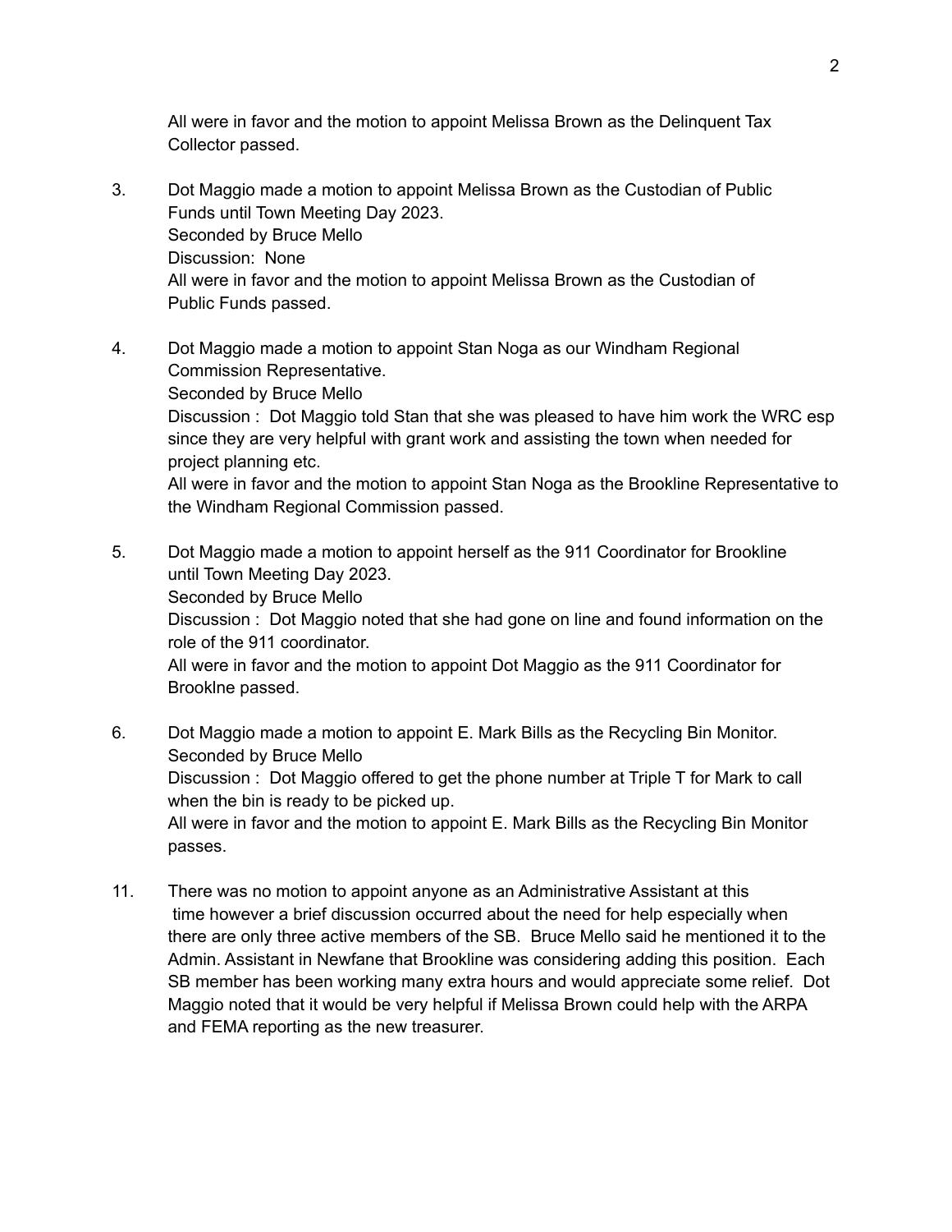All were in favor and the motion to appoint Melissa Brown as the Delinquent Tax Collector passed.

3. Dot Maggio made a motion to appoint Melissa Brown as the Custodian of Public Funds until Town Meeting Day 2023.
   Seconded by Bruce Mello
   Discussion: None
   All were in favor and the motion to appoint Melissa Brown as the Custodian of Public Funds passed.

4. Dot Maggio made a motion to appoint Stan Noga as our Windham Regional Commission Representative.
   Seconded by Bruce Mello
   Discussion : Dot Maggio told Stan that she was pleased to have him work the WRC esp since they are very helpful with grant work and assisting the town when needed for project planning etc.
   All were in favor and the motion to appoint Stan Noga as the Brookline Representative to the Windham Regional Commission passed.

5. Dot Maggio made a motion to appoint herself as the 911 Coordinator for Brookline until Town Meeting Day 2023.
   Seconded by Bruce Mello
   Discussion : Dot Maggio noted that she had gone on line and found information on the role of the 911 coordinator.
   All were in favor and the motion to appoint Dot Maggio as the 911 Coordinator for Brooklne passed.

6. Dot Maggio made a motion to appoint E. Mark Bills as the Recycling Bin Monitor.
   Seconded by Bruce Mello
   Discussion : Dot Maggio offered to get the phone number at Triple T for Mark to call when the bin is ready to be picked up.
   All were in favor and the motion to appoint E. Mark Bills as the Recycling Bin Monitor passes.

11. There was no motion to appoint anyone as an Administrative Assistant at this time however a brief discussion occurred about the need for help especially when there are only three active members of the SB. Bruce Mello said he mentioned it to the Admin. Assistant in Newfane that Brookline was considering adding this position. Each SB member has been working many extra hours and would appreciate some relief. Dot Maggio noted that it would be very helpful if Melissa Brown could help with the ARPA and FEMA reporting as the new treasurer.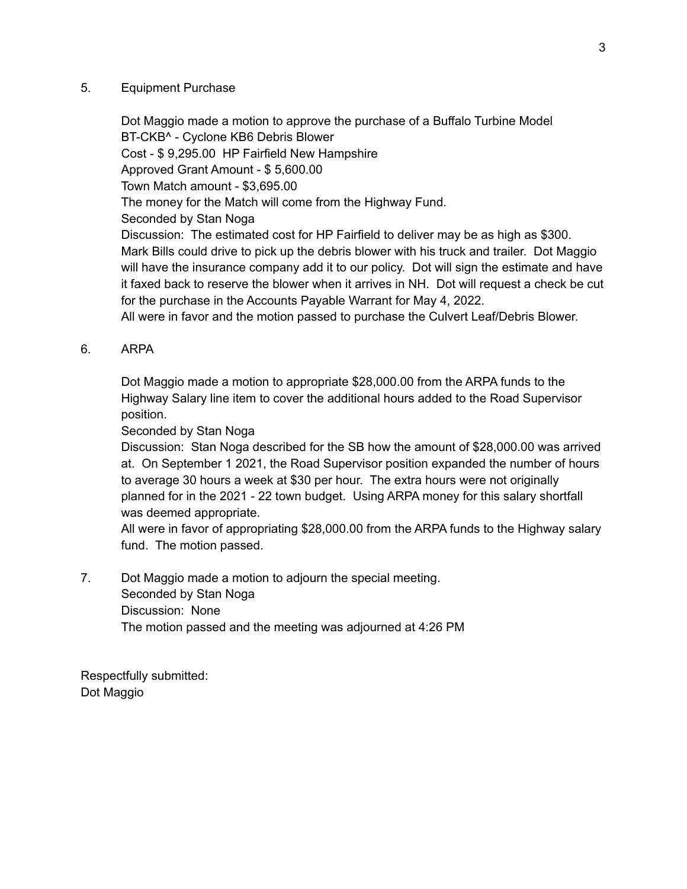5. Equipment Purchase

   Dot Maggio made a motion to approve the purchase of a Buffalo Turbine Model BT-CKB^ - Cyclone KB6 Debris Blower
   Cost - $ 9,295.00 HP Fairfield New Hampshire
   Approved Grant Amount - $ 5,600.00
   Town Match amount - $3,695.00
   The money for the Match will come from the Highway Fund.
   Seconded by Stan Noga
   Discussion: The estimated cost for HP Fairfield to deliver may be as high as $300. Mark Bills could drive to pick up the debris blower with his truck and trailer. Dot Maggio will have the insurance company add it to our policy. Dot will sign the estimate and have it faxed back to reserve the blower when it arrives in NH. Dot will request a check be cut for the purchase in the Accounts Payable Warrant for May 4, 2022.
   All were in favor and the motion passed to purchase the Culvert Leaf/Debris Blower.

6. ARPA

   Dot Maggio made a motion to appropriate $28,000.00 from the ARPA funds to the Highway Salary line item to cover the additional hours added to the Road Supervisor position.
   Seconded by Stan Noga
   Discussion: Stan Noga described for the SB how the amount of $28,000.00 was arrived at. On September 1 2021, the Road Supervisor position expanded the number of hours to average 30 hours a week at $30 per hour. The extra hours were not originally planned for in the 2021 - 22 town budget. Using ARPA money for this salary shortfall was deemed appropriate.
   All were in favor of appropriating $28,000.00 from the ARPA funds to the Highway salary fund. The motion passed.

7. Dot Maggio made a motion to adjourn the special meeting.
   Seconded by Stan Noga
   Discussion: None
   The motion passed and the meeting was adjourned at 4:26 PM

Respectfully submitted:
Dot Maggio